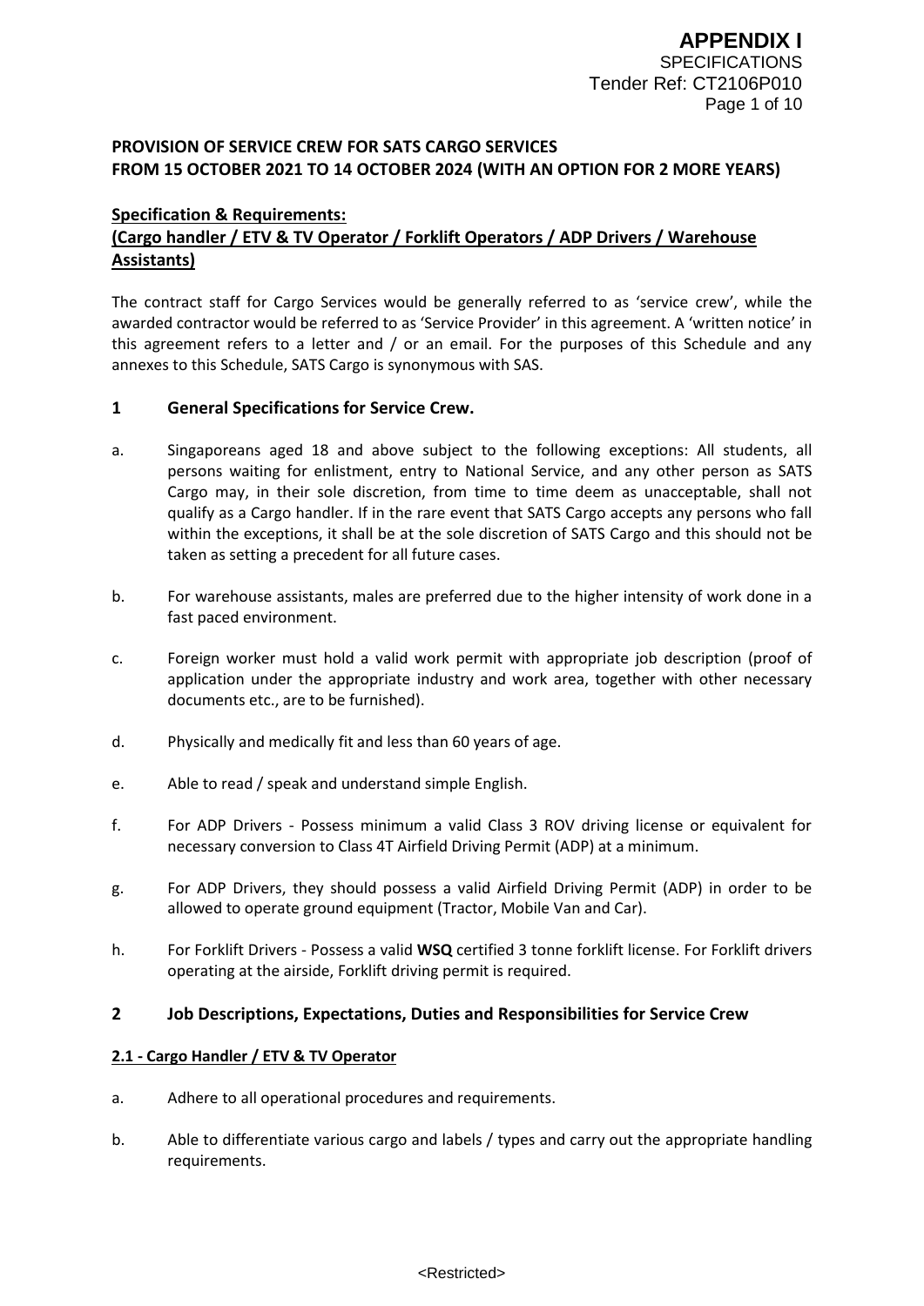**APPENDIX I**
SPECIFICATIONS
Tender Ref: CT2106P010

**PROVISION OF SERVICE CREW FOR SATS CARGO SERVICES FROM 15 OCTOBER 2021 TO 14 OCTOBER 2024 (WITH AN OPTION FOR 2 MORE YEARS)**

**Specification & Requirements:**
**(Cargo handler / ETV & TV Operator / Forklift Operators / ADP Drivers / Warehouse Assistants)**

The contract staff for Cargo Services would be generally referred to as 'service crew', while the awarded contractor would be referred to as 'Service Provider' in this agreement. A 'written notice' in this agreement refers to a letter and / or an email. For the purposes of this Schedule and any annexes to this Schedule, SATS Cargo is synonymous with SAS.

## 1 General Specifications for Service Crew.

a. Singaporeans aged 18 and above subject to the following exceptions: All students, all persons waiting for enlistment, entry to National Service, and any other person as SATS Cargo may, in their sole discretion, from time to time deem as unacceptable, shall not qualify as a Cargo handler. If in the rare event that SATS Cargo accepts any persons who fall within the exceptions, it shall be at the sole discretion of SATS Cargo and this should not be taken as setting a precedent for all future cases.

b. For warehouse assistants, males are preferred due to the higher intensity of work done in a fast paced environment.

c. Foreign worker must hold a valid work permit with appropriate job description (proof of application under the appropriate industry and work area, together with other necessary documents etc., are to be furnished).

d. Physically and medically fit and less than 60 years of age.

e. Able to read / speak and understand simple English.

f. For ADP Drivers - Possess minimum a valid Class 3 ROV driving license or equivalent for necessary conversion to Class 4T Airfield Driving Permit (ADP) at a minimum.

g. For ADP Drivers, they should possess a valid Airfield Driving Permit (ADP) in order to be allowed to operate ground equipment (Tractor, Mobile Van and Car).

h. For Forklift Drivers - Possess a valid **WSQ** certified 3 tonne forklift license. For Forklift drivers operating at the airside, Forklift driving permit is required.

## 2 Job Descriptions, Expectations, Duties and Responsibilities for Service Crew

### 2.1 - Cargo Handler / ETV & TV Operator

a. Adhere to all operational procedures and requirements.

b. Able to differentiate various cargo and labels / types and carry out the appropriate handling requirements.

<Restricted>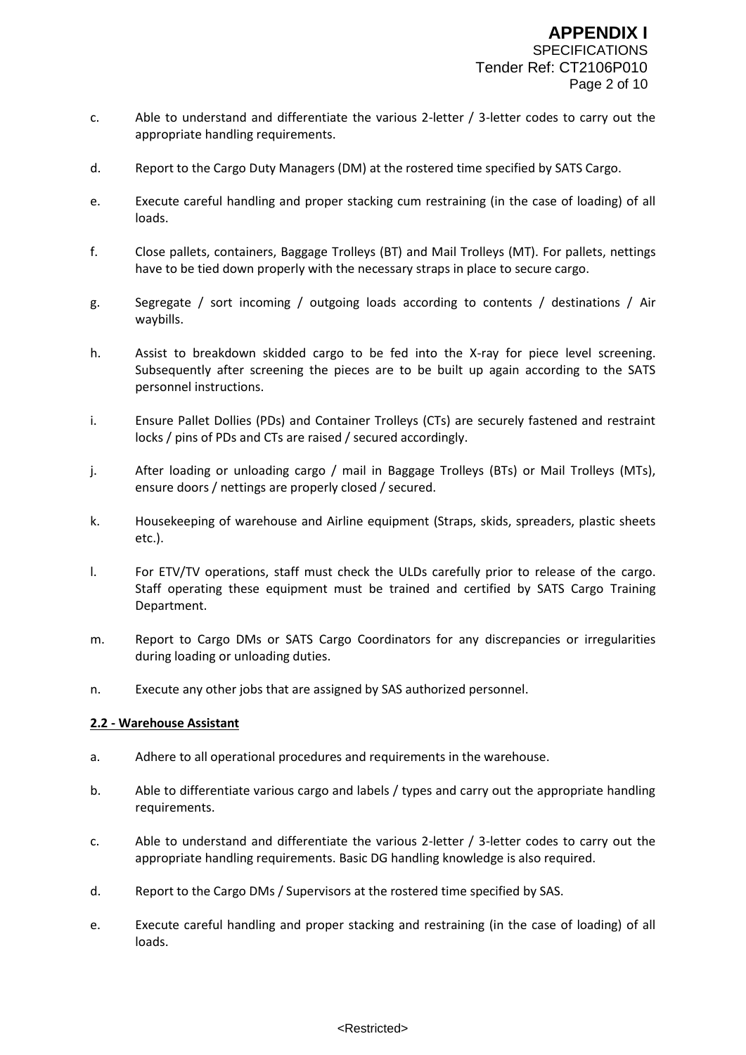c. Able to understand and differentiate the various 2-letter / 3-letter codes to carry out the appropriate handling requirements.

d. Report to the Cargo Duty Managers (DM) at the rostered time specified by SATS Cargo.

e. Execute careful handling and proper stacking cum restraining (in the case of loading) of all loads.

f. Close pallets, containers, Baggage Trolleys (BT) and Mail Trolleys (MT). For pallets, nettings have to be tied down properly with the necessary straps in place to secure cargo.

g. Segregate / sort incoming / outgoing loads according to contents / destinations / Air waybills.

h. Assist to breakdown skidded cargo to be fed into the X-ray for piece level screening. Subsequently after screening the pieces are to be built up again according to the SATS personnel instructions.

i. Ensure Pallet Dollies (PDs) and Container Trolleys (CTs) are securely fastened and restraint locks / pins of PDs and CTs are raised / secured accordingly.

j. After loading or unloading cargo / mail in Baggage Trolleys (BTs) or Mail Trolleys (MTs), ensure doors / nettings are properly closed / secured.

k. Housekeeping of warehouse and Airline equipment (Straps, skids, spreaders, plastic sheets etc.).

l. For ETV/TV operations, staff must check the ULDs carefully prior to release of the cargo. Staff operating these equipment must be trained and certified by SATS Cargo Training Department.

m. Report to Cargo DMs or SATS Cargo Coordinators for any discrepancies or irregularities during loading or unloading duties.

n. Execute any other jobs that are assigned by SAS authorized personnel.

**2.2 - Warehouse Assistant**

a. Adhere to all operational procedures and requirements in the warehouse.

b. Able to differentiate various cargo and labels / types and carry out the appropriate handling requirements.

c. Able to understand and differentiate the various 2-letter / 3-letter codes to carry out the appropriate handling requirements. Basic DG handling knowledge is also required.

d. Report to the Cargo DMs / Supervisors at the rostered time specified by SAS.

e. Execute careful handling and proper stacking and restraining (in the case of loading) of all loads.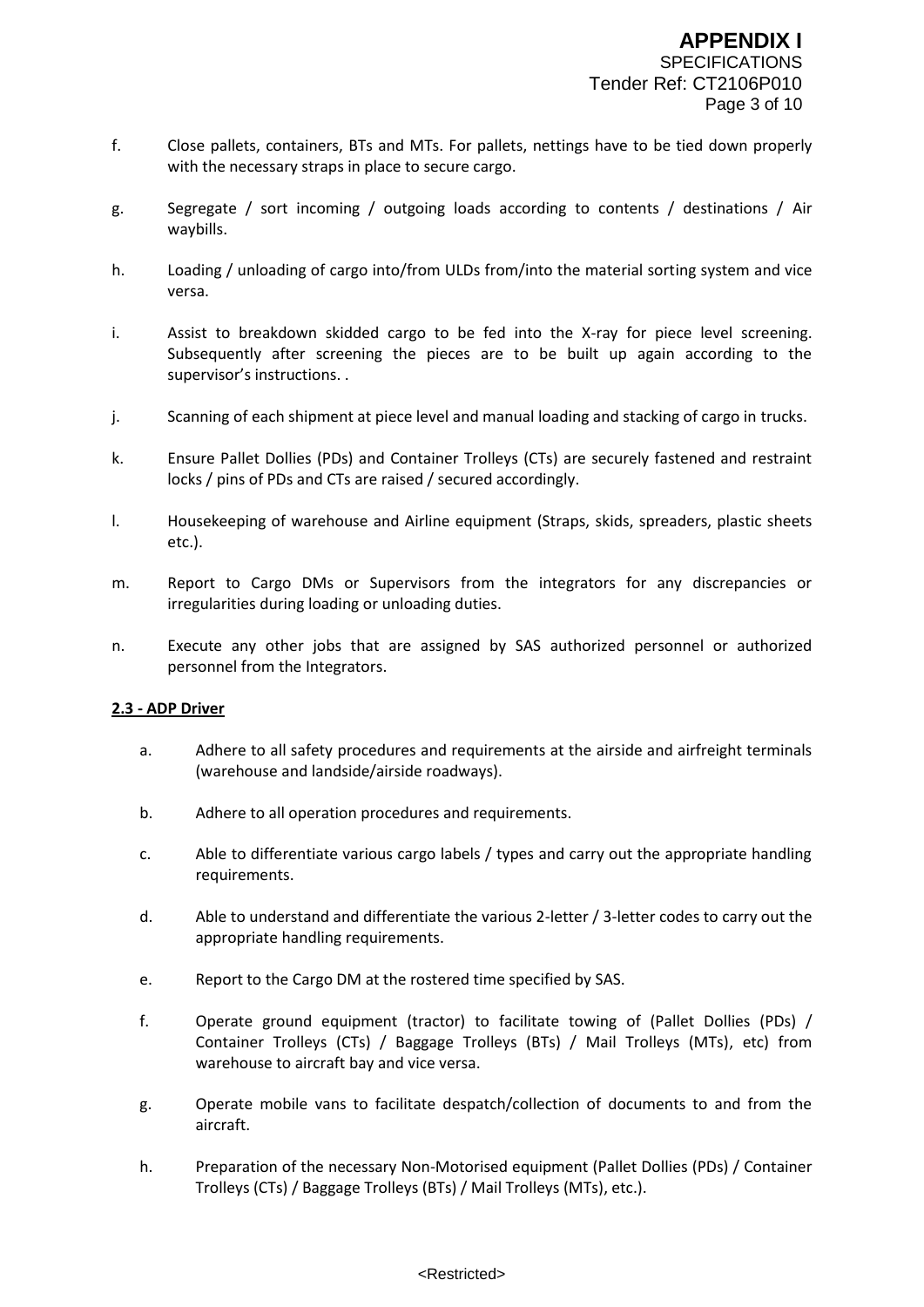f. Close pallets, containers, BTs and MTs. For pallets, nettings have to be tied down properly with the necessary straps in place to secure cargo.

g. Segregate / sort incoming / outgoing loads according to contents / destinations / Air waybills.

h. Loading / unloading of cargo into/from ULDs from/into the material sorting system and vice versa.

i. Assist to breakdown skidded cargo to be fed into the X-ray for piece level screening. Subsequently after screening the pieces are to be built up again according to the supervisor's instructions. .

j. Scanning of each shipment at piece level and manual loading and stacking of cargo in trucks.

k. Ensure Pallet Dollies (PDs) and Container Trolleys (CTs) are securely fastened and restraint locks / pins of PDs and CTs are raised / secured accordingly.

l. Housekeeping of warehouse and Airline equipment (Straps, skids, spreaders, plastic sheets etc.).

m. Report to Cargo DMs or Supervisors from the integrators for any discrepancies or irregularities during loading or unloading duties.

n. Execute any other jobs that are assigned by SAS authorized personnel or authorized personnel from the Integrators.

**2.3 - ADP Driver**

a. Adhere to all safety procedures and requirements at the airside and airfreight terminals (warehouse and landside/airside roadways).

b. Adhere to all operation procedures and requirements.

c. Able to differentiate various cargo labels / types and carry out the appropriate handling requirements.

d. Able to understand and differentiate the various 2-letter / 3-letter codes to carry out the appropriate handling requirements.

e. Report to the Cargo DM at the rostered time specified by SAS.

f. Operate ground equipment (tractor) to facilitate towing of (Pallet Dollies (PDs) / Container Trolleys (CTs) / Baggage Trolleys (BTs) / Mail Trolleys (MTs), etc) from warehouse to aircraft bay and vice versa.

g. Operate mobile vans to facilitate despatch/collection of documents to and from the aircraft.

h. Preparation of the necessary Non-Motorised equipment (Pallet Dollies (PDs) / Container Trolleys (CTs) / Baggage Trolleys (BTs) / Mail Trolleys (MTs), etc.).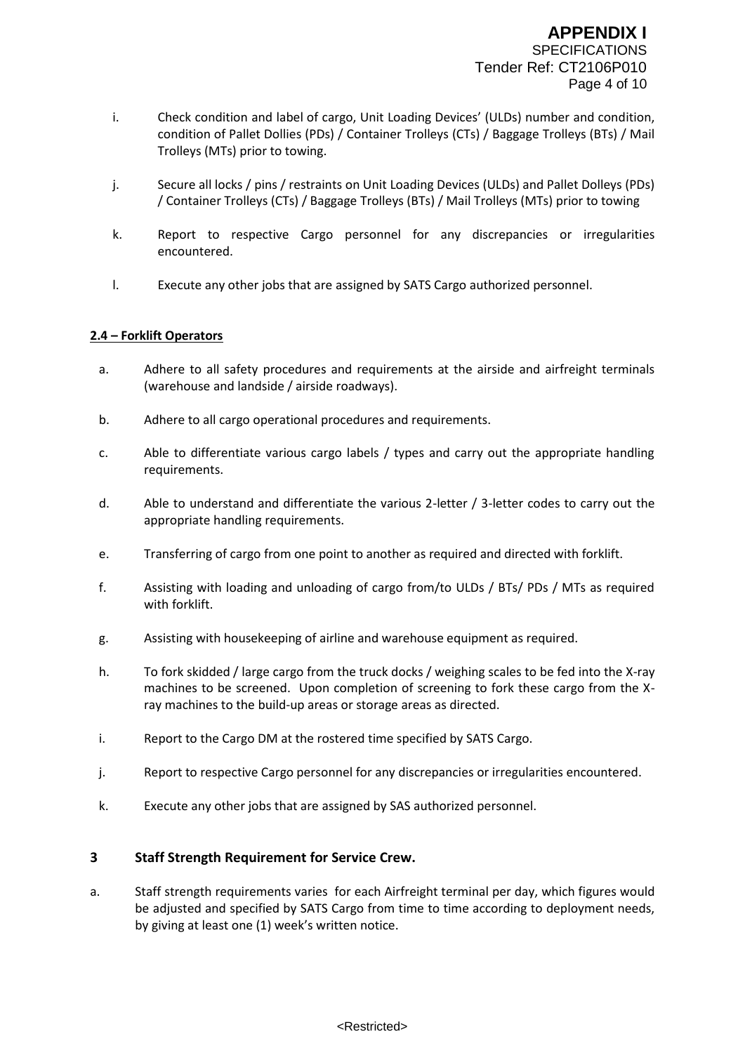i. Check condition and label of cargo, Unit Loading Devices' (ULDs) number and condition, condition of Pallet Dollies (PDs) / Container Trolleys (CTs) / Baggage Trolleys (BTs) / Mail Trolleys (MTs) prior to towing.

j. Secure all locks / pins / restraints on Unit Loading Devices (ULDs) and Pallet Dolleys (PDs) / Container Trolleys (CTs) / Baggage Trolleys (BTs) / Mail Trolleys (MTs) prior to towing

k. Report to respective Cargo personnel for any discrepancies or irregularities encountered.

l. Execute any other jobs that are assigned by SATS Cargo authorized personnel.

**2.4 – Forklift Operators**

a. Adhere to all safety procedures and requirements at the airside and airfreight terminals (warehouse and landside / airside roadways).

b. Adhere to all cargo operational procedures and requirements.

c. Able to differentiate various cargo labels / types and carry out the appropriate handling requirements.

d. Able to understand and differentiate the various 2-letter / 3-letter codes to carry out the appropriate handling requirements.

e. Transferring of cargo from one point to another as required and directed with forklift.

f. Assisting with loading and unloading of cargo from/to ULDs / BTs/ PDs / MTs as required with forklift.

g. Assisting with housekeeping of airline and warehouse equipment as required.

h. To fork skidded / large cargo from the truck docks / weighing scales to be fed into the X-ray machines to be screened. Upon completion of screening to fork these cargo from the X-ray machines to the build-up areas or storage areas as directed.

i. Report to the Cargo DM at the rostered time specified by SATS Cargo.

j. Report to respective Cargo personnel for any discrepancies or irregularities encountered.

k. Execute any other jobs that are assigned by SAS authorized personnel.

## 3 Staff Strength Requirement for Service Crew.

a. Staff strength requirements varies for each Airfreight terminal per day, which figures would be adjusted and specified by SATS Cargo from time to time according to deployment needs, by giving at least one (1) week's written notice.

<Restricted>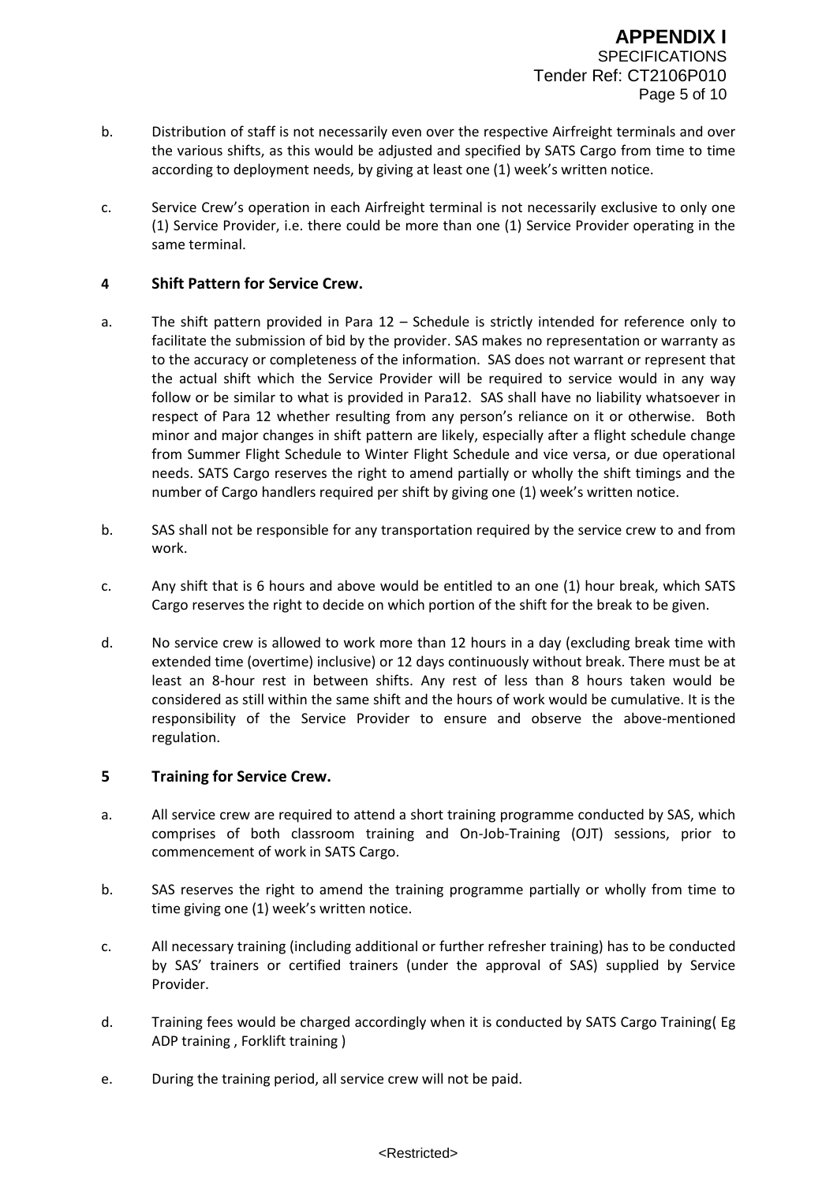b. Distribution of staff is not necessarily even over the respective Airfreight terminals and over the various shifts, as this would be adjusted and specified by SATS Cargo from time to time according to deployment needs, by giving at least one (1) week's written notice.

c. Service Crew's operation in each Airfreight terminal is not necessarily exclusive to only one (1) Service Provider, i.e. there could be more than one (1) Service Provider operating in the same terminal.

## 4 Shift Pattern for Service Crew.

a. The shift pattern provided in Para 12 – Schedule is strictly intended for reference only to facilitate the submission of bid by the provider. SAS makes no representation or warranty as to the accuracy or completeness of the information. SAS does not warrant or represent that the actual shift which the Service Provider will be required to service would in any way follow or be similar to what is provided in Para12. SAS shall have no liability whatsoever in respect of Para 12 whether resulting from any person's reliance on it or otherwise. Both minor and major changes in shift pattern are likely, especially after a flight schedule change from Summer Flight Schedule to Winter Flight Schedule and vice versa, or due operational needs. SATS Cargo reserves the right to amend partially or wholly the shift timings and the number of Cargo handlers required per shift by giving one (1) week's written notice.

b. SAS shall not be responsible for any transportation required by the service crew to and from work.

c. Any shift that is 6 hours and above would be entitled to an one (1) hour break, which SATS Cargo reserves the right to decide on which portion of the shift for the break to be given.

d. No service crew is allowed to work more than 12 hours in a day (excluding break time with extended time (overtime) inclusive) or 12 days continuously without break. There must be at least an 8-hour rest in between shifts. Any rest of less than 8 hours taken would be considered as still within the same shift and the hours of work would be cumulative. It is the responsibility of the Service Provider to ensure and observe the above-mentioned regulation.

## 5 Training for Service Crew.

a. All service crew are required to attend a short training programme conducted by SAS, which comprises of both classroom training and On-Job-Training (OJT) sessions, prior to commencement of work in SATS Cargo.

b. SAS reserves the right to amend the training programme partially or wholly from time to time giving one (1) week's written notice.

c. All necessary training (including additional or further refresher training) has to be conducted by SAS' trainers or certified trainers (under the approval of SAS) supplied by Service Provider.

d. Training fees would be charged accordingly when it is conducted by SATS Cargo Training( Eg ADP training , Forklift training )

e. During the training period, all service crew will not be paid.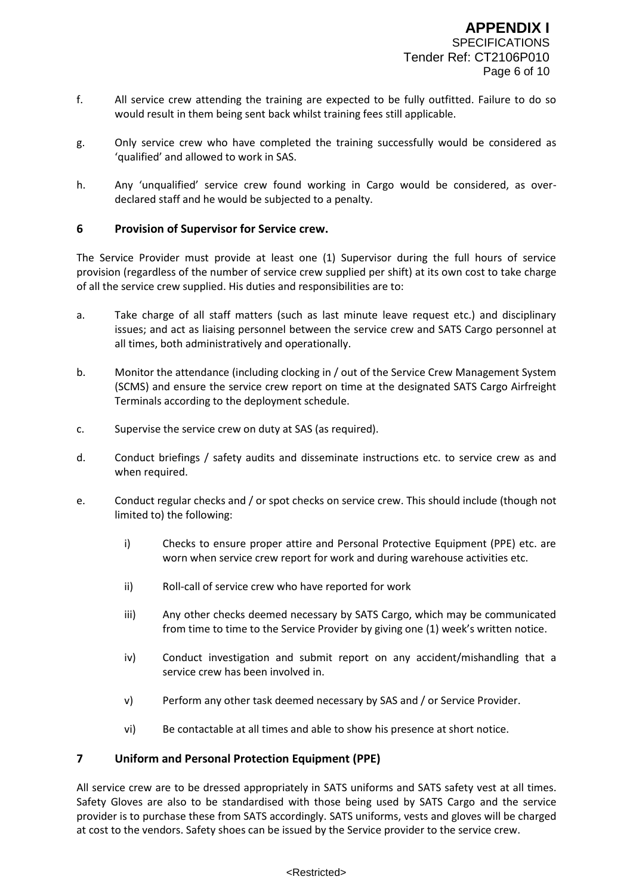f. All service crew attending the training are expected to be fully outfitted. Failure to do so would result in them being sent back whilst training fees still applicable.

g. Only service crew who have completed the training successfully would be considered as 'qualified' and allowed to work in SAS.

h. Any 'unqualified' service crew found working in Cargo would be considered, as over-declared staff and he would be subjected to a penalty.

## 6 Provision of Supervisor for Service crew.

The Service Provider must provide at least one (1) Supervisor during the full hours of service provision (regardless of the number of service crew supplied per shift) at its own cost to take charge of all the service crew supplied. His duties and responsibilities are to:

a. Take charge of all staff matters (such as last minute leave request etc.) and disciplinary issues; and act as liaising personnel between the service crew and SATS Cargo personnel at all times, both administratively and operationally.

b. Monitor the attendance (including clocking in / out of the Service Crew Management System (SCMS) and ensure the service crew report on time at the designated SATS Cargo Airfreight Terminals according to the deployment schedule.

c. Supervise the service crew on duty at SAS (as required).

d. Conduct briefings / safety audits and disseminate instructions etc. to service crew as and when required.

e. Conduct regular checks and / or spot checks on service crew. This should include (though not limited to) the following:

   i) Checks to ensure proper attire and Personal Protective Equipment (PPE) etc. are worn when service crew report for work and during warehouse activities etc.

   ii) Roll-call of service crew who have reported for work

   iii) Any other checks deemed necessary by SATS Cargo, which may be communicated from time to time to the Service Provider by giving one (1) week's written notice.

   iv) Conduct investigation and submit report on any accident/mishandling that a service crew has been involved in.

   v) Perform any other task deemed necessary by SAS and / or Service Provider.

   vi) Be contactable at all times and able to show his presence at short notice.

## 7 Uniform and Personal Protection Equipment (PPE)

All service crew are to be dressed appropriately in SATS uniforms and SATS safety vest at all times. Safety Gloves are also to be standardised with those being used by SATS Cargo and the service provider is to purchase these from SATS accordingly. SATS uniforms, vests and gloves will be charged at cost to the vendors. Safety shoes can be issued by the Service provider to the service crew.

<Restricted>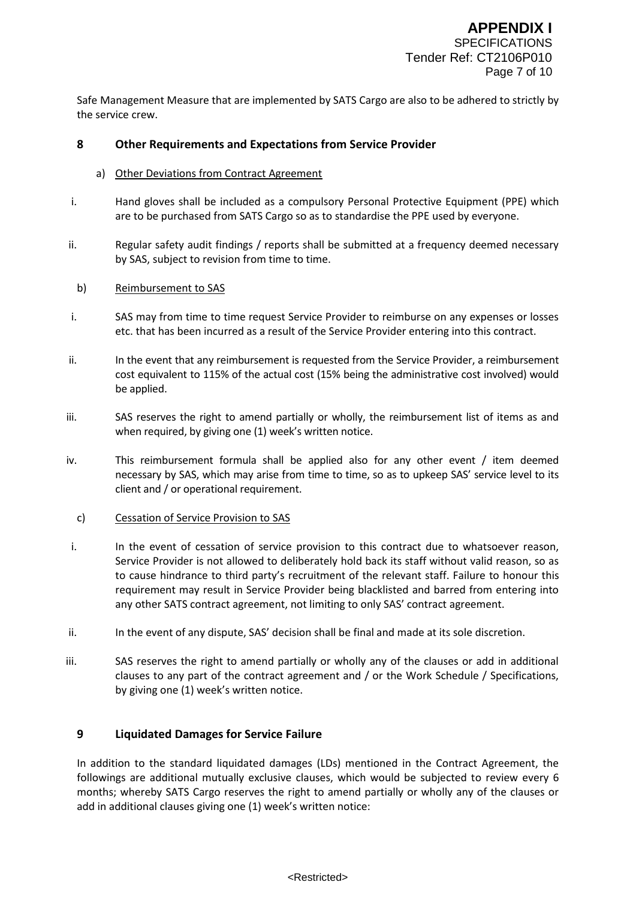Safe Management Measure that are implemented by SATS Cargo are also to be adhered to strictly by the service crew.

## 8 Other Requirements and Expectations from Service Provider

a) Other Deviations from Contract Agreement

i. Hand gloves shall be included as a compulsory Personal Protective Equipment (PPE) which are to be purchased from SATS Cargo so as to standardise the PPE used by everyone.

ii. Regular safety audit findings / reports shall be submitted at a frequency deemed necessary by SAS, subject to revision from time to time.

b) Reimbursement to SAS

i. SAS may from time to time request Service Provider to reimburse on any expenses or losses etc. that has been incurred as a result of the Service Provider entering into this contract.

ii. In the event that any reimbursement is requested from the Service Provider, a reimbursement cost equivalent to 115% of the actual cost (15% being the administrative cost involved) would be applied.

iii. SAS reserves the right to amend partially or wholly, the reimbursement list of items as and when required, by giving one (1) week's written notice.

iv. This reimbursement formula shall be applied also for any other event / item deemed necessary by SAS, which may arise from time to time, so as to upkeep SAS' service level to its client and / or operational requirement.

c) Cessation of Service Provision to SAS

i. In the event of cessation of service provision to this contract due to whatsoever reason, Service Provider is not allowed to deliberately hold back its staff without valid reason, so as to cause hindrance to third party's recruitment of the relevant staff. Failure to honour this requirement may result in Service Provider being blacklisted and barred from entering into any other SATS contract agreement, not limiting to only SAS' contract agreement.

ii. In the event of any dispute, SAS' decision shall be final and made at its sole discretion.

iii. SAS reserves the right to amend partially or wholly any of the clauses or add in additional clauses to any part of the contract agreement and / or the Work Schedule / Specifications, by giving one (1) week's written notice.

## 9 Liquidated Damages for Service Failure

In addition to the standard liquidated damages (LDs) mentioned in the Contract Agreement, the followings are additional mutually exclusive clauses, which would be subjected to review every 6 months; whereby SATS Cargo reserves the right to amend partially or wholly any of the clauses or add in additional clauses giving one (1) week's written notice: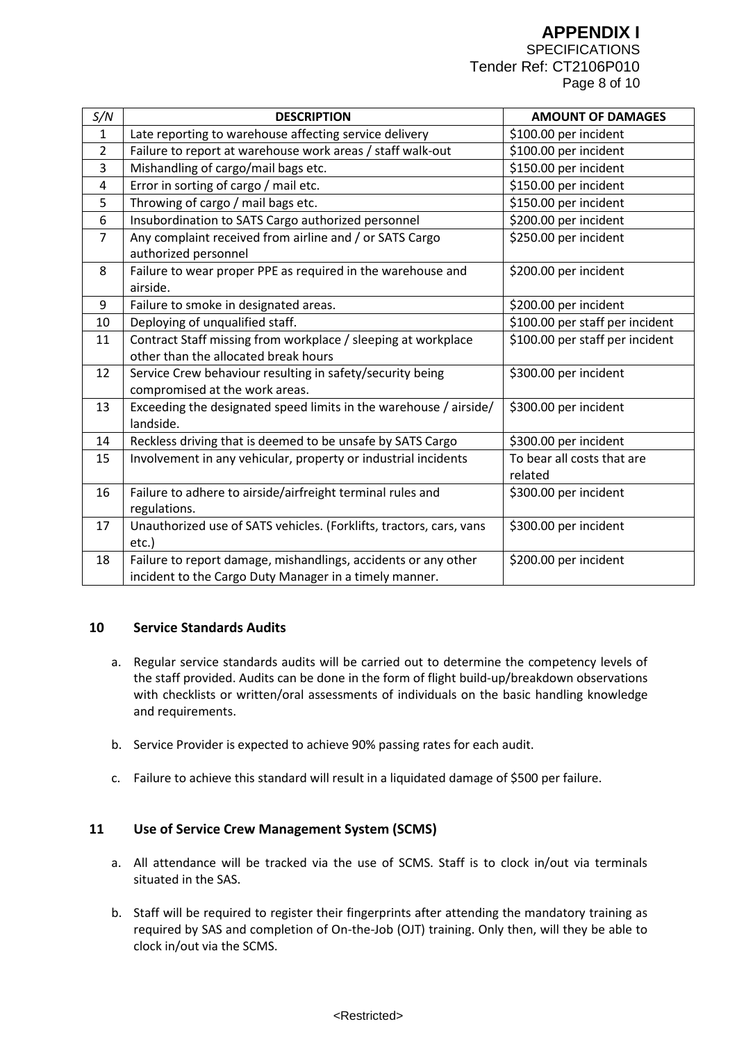| S/N | DESCRIPTION | AMOUNT OF DAMAGES |
|---|---|---|
| 1 | Late reporting to warehouse affecting service delivery | $100.00 per incident |
| 2 | Failure to report at warehouse work areas / staff walk-out | $100.00 per incident |
| 3 | Mishandling of cargo/mail bags etc. | $150.00 per incident |
| 4 | Error in sorting of cargo / mail etc. | $150.00 per incident |
| 5 | Throwing of cargo / mail bags etc. | $150.00 per incident |
| 6 | Insubordination to SATS Cargo authorized personnel | $200.00 per incident |
| 7 | Any complaint received from airline and / or SATS Cargo authorized personnel | $250.00 per incident |
| 8 | Failure to wear proper PPE as required in the warehouse and airside. | $200.00 per incident |
| 9 | Failure to smoke in designated areas. | $200.00 per incident |
| 10 | Deploying of unqualified staff. | $100.00 per staff per incident |
| 11 | Contract Staff missing from workplace / sleeping at workplace other than the allocated break hours | $100.00 per staff per incident |
| 12 | Service Crew behaviour resulting in safety/security being compromised at the work areas. | $300.00 per incident |
| 13 | Exceeding the designated speed limits in the warehouse / airside/ landside. | $300.00 per incident |
| 14 | Reckless driving that is deemed to be unsafe by SATS Cargo | $300.00 per incident |
| 15 | Involvement in any vehicular, property or industrial incidents | To bear all costs that are related |
| 16 | Failure to adhere to airside/airfreight terminal rules and regulations. | $300.00 per incident |
| 17 | Unauthorized use of SATS vehicles. (Forklifts, tractors, cars, vans etc.) | $300.00 per incident |
| 18 | Failure to report damage, mishandlings, accidents or any other incident to the Cargo Duty Manager in a timely manner. | $200.00 per incident |

## 10 Service Standards Audits

a. Regular service standards audits will be carried out to determine the competency levels of the staff provided. Audits can be done in the form of flight build-up/breakdown observations with checklists or written/oral assessments of individuals on the basic handling knowledge and requirements.

b. Service Provider is expected to achieve 90% passing rates for each audit.

c. Failure to achieve this standard will result in a liquidated damage of $500 per failure.

## 11 Use of Service Crew Management System (SCMS)

a. All attendance will be tracked via the use of SCMS. Staff is to clock in/out via terminals situated in the SAS.

b. Staff will be required to register their fingerprints after attending the mandatory training as required by SAS and completion of On-the-Job (OJT) training. Only then, will they be able to clock in/out via the SCMS.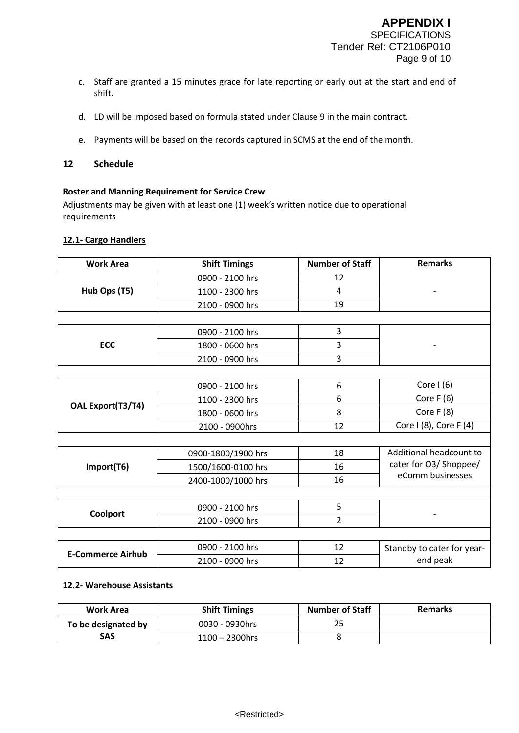c. Staff are granted a 15 minutes grace for late reporting or early out at the start and end of shift.

d. LD will be imposed based on formula stated under Clause 9 in the main contract.

e. Payments will be based on the records captured in SCMS at the end of the month.

## 12 Schedule

**Roster and Manning Requirement for Service Crew**

Adjustments may be given with at least one (1) week's written notice due to operational requirements

### 12.1- Cargo Handlers

| Work Area | Shift Timings | Number of Staff | Remarks |
|---|---|---|---|
| Hub Ops (T5) | 0900 - 2100 hrs | 12 | - |
| | 1100 - 2300 hrs | 4 | |
| | 2100 - 0900 hrs | 19 | |
| | | | |
| ECC | 0900 - 2100 hrs | 3 | - |
| | 1800 - 0600 hrs | 3 | |
| | 2100 - 0900 hrs | 3 | |
| | | | |
| OAL Export(T3/T4) | 0900 - 2100 hrs | 6 | Core I (6) |
| | 1100 - 2300 hrs | 6 | Core F (6) |
| | 1800 - 0600 hrs | 8 | Core F (8) |
| | 2100 - 0900hrs | 12 | Core I (8), Core F (4) |
| | | | |
| Import(T6) | 0900-1800/1900 hrs | 18 | Additional headcount to cater for O3/ Shoppee/ eComm businesses |
| | 1500/1600-0100 hrs | 16 | |
| | 2400-1000/1000 hrs | 16 | |
| | | | |
| Coolport | 0900 - 2100 hrs | 5 | - |
| | 2100 - 0900 hrs | 2 | |
| | | | |
| E-Commerce Airhub | 0900 - 2100 hrs | 12 | Standby to cater for year-end peak |
| | 2100 - 0900 hrs | 12 | |

### 12.2- Warehouse Assistants

| Work Area | Shift Timings | Number of Staff | Remarks |
|---|---|---|---|
| To be designated by SAS | 0030 - 0930hrs | 25 | |
| | 1100 – 2300hrs | 8 | |

<Restricted>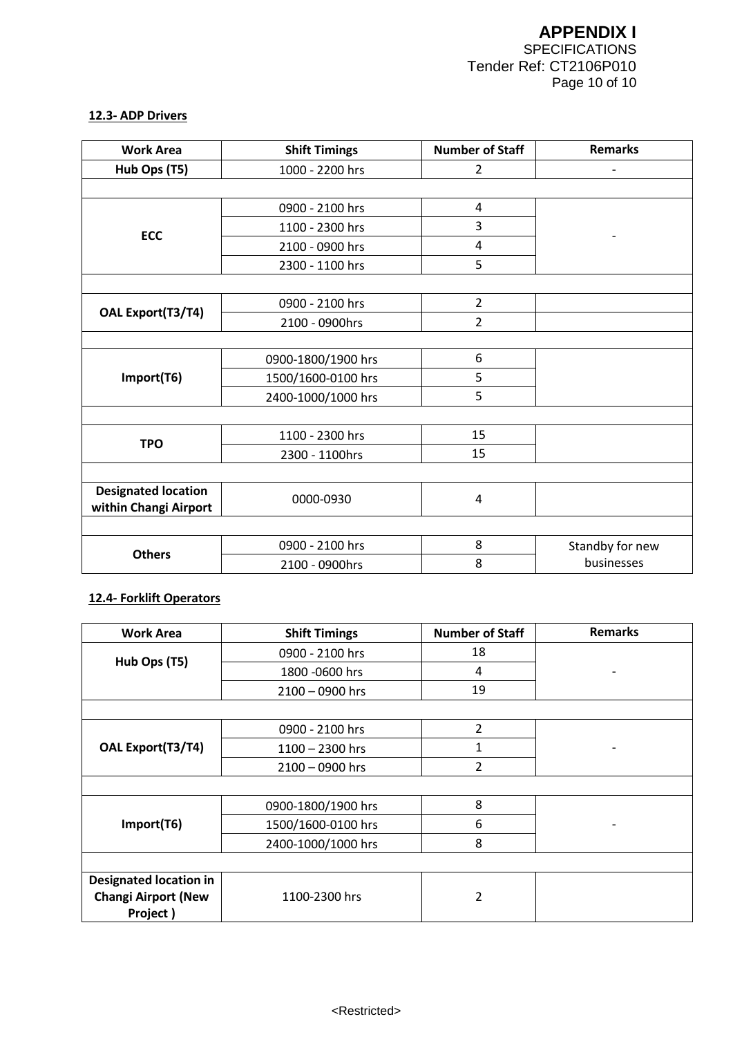**APPENDIX I**
SPECIFICATIONS
Tender Ref: CT2106P010

**12.3- ADP Drivers**

| Work Area | Shift Timings | Number of Staff | Remarks |
|---|---|---|---|
| Hub Ops (T5) | 1000 - 2200 hrs | 2 | - |
| | | | |
| ECC | 0900 - 2100 hrs | 4 | - |
| | 1100 - 2300 hrs | 3 | |
| | 2100 - 0900 hrs | 4 | |
| | 2300 - 1100 hrs | 5 | |
| | | | |
| OAL Export(T3/T4) | 0900 - 2100 hrs | 2 | |
| | 2100 - 0900hrs | 2 | |
| | | | |
| Import(T6) | 0900-1800/1900 hrs | 6 | |
| | 1500/1600-0100 hrs | 5 | |
| | 2400-1000/1000 hrs | 5 | |
| | | | |
| TPO | 1100 - 2300 hrs | 15 | |
| | 2300 - 1100hrs | 15 | |
| | | | |
| Designated location within Changi Airport | 0000-0930 | 4 | |
| | | | |
| Others | 0900 - 2100 hrs | 8 | Standby for new businesses |
| | 2100 - 0900hrs | 8 | |

**12.4- Forklift Operators**

| Work Area | Shift Timings | Number of Staff | Remarks |
|---|---|---|---|
| Hub Ops (T5) | 0900 - 2100 hrs | 18 | - |
| | 1800 -0600 hrs | 4 | |
| | 2100 – 0900 hrs | 19 | |
| | | | |
| OAL Export(T3/T4) | 0900 - 2100 hrs | 2 | - |
| | 1100 – 2300 hrs | 1 | |
| | 2100 – 0900 hrs | 2 | |
| | | | |
| Import(T6) | 0900-1800/1900 hrs | 8 | - |
| | 1500/1600-0100 hrs | 6 | |
| | 2400-1000/1000 hrs | 8 | |
| | | | |
| Designated location in Changi Airport (New Project ) | 1100-2300 hrs | 2 | |

<Restricted>